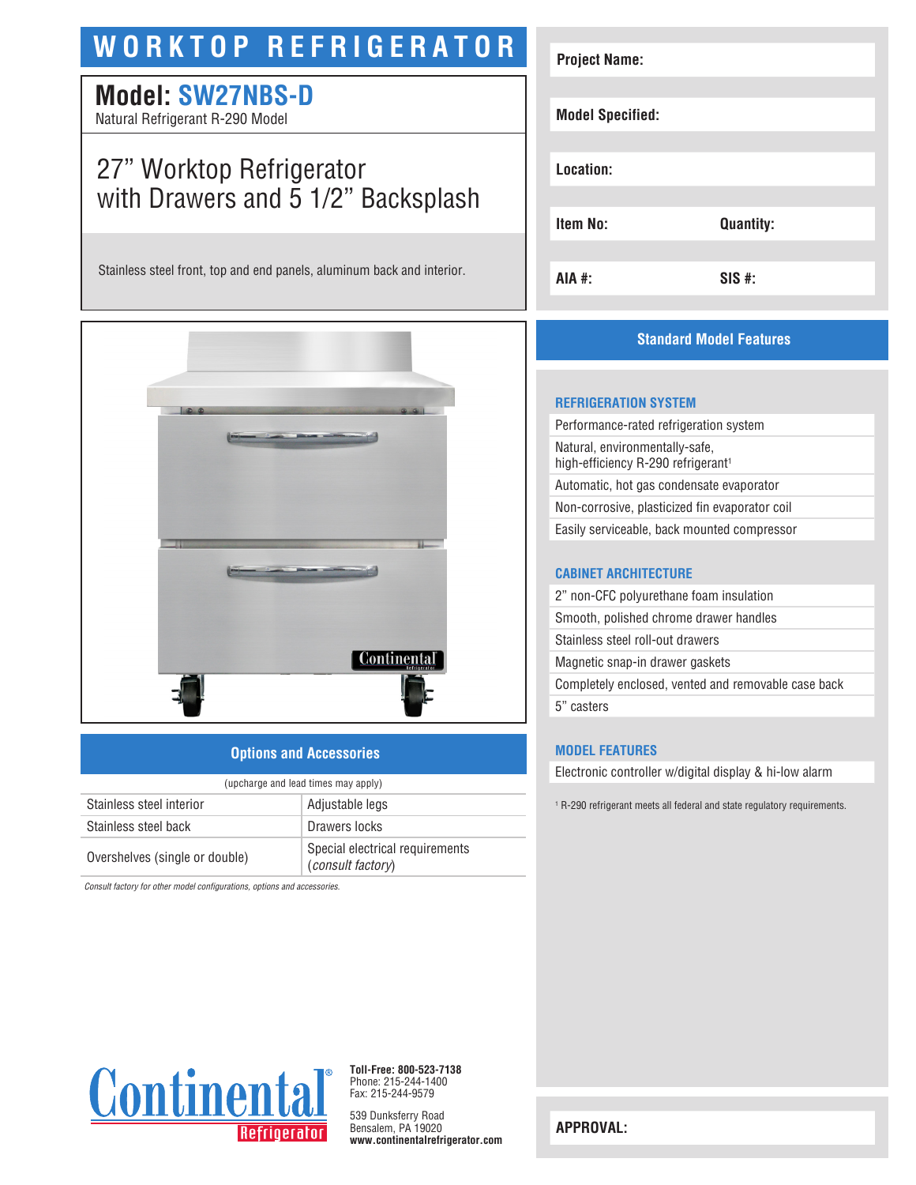# WORKTOP REFRIGERATOR

## Model: SW27NBS-D

Natural Refrigerant R-290 Model

## 27" Worktop Refrigerator with Drawers and 5 1/2" Backsplash

Stainless steel front, top and end panels, aluminum back and interior.

| | |
|---|---|
| **Project Name:** | |
| **Model Specified:** | |
| **Location:** | |
| **Item No:** | **Quantity:** |
| **AIA #:** | **SIS #:** |

## Standard Model Features

### REFRIGERATION SYSTEM

- Performance-rated refrigeration system
- Natural, environmentally-safe, high-efficiency R-290 refrigerant[1]
- Automatic, hot gas condensate evaporator
- Non-corrosive, plasticized fin evaporator coil
- Easily serviceable, back mounted compressor

### CABINET ARCHITECTURE

- 2" non-CFC polyurethane foam insulation
- Smooth, polished chrome drawer handles
- Stainless steel roll-out drawers
- Magnetic snap-in drawer gaskets
- Completely enclosed, vented and removable case back
- 5" casters

### MODEL FEATURES

- Electronic controller w/digital display & hi-low alarm

[1] R-290 refrigerant meets all federal and state regulatory requirements.

## Options and Accessories

(upcharge and lead times may apply)

| | |
|---|---|
| Stainless steel interior | Adjustable legs |
| Stainless steel back | Drawers locks |
| Overshelves (single or double) | Special electrical requirements (*consult factory*) |

*Consult factory for other model configurations, options and accessories.*

Continental® Refrigerator

**Toll-Free: 800-523-7138**
Phone: 215-244-1400
Fax: 215-244-9579

539 Dunksferry Road
Bensalem, PA 19020
**www.continentalrefrigerator.com**

**APPROVAL:**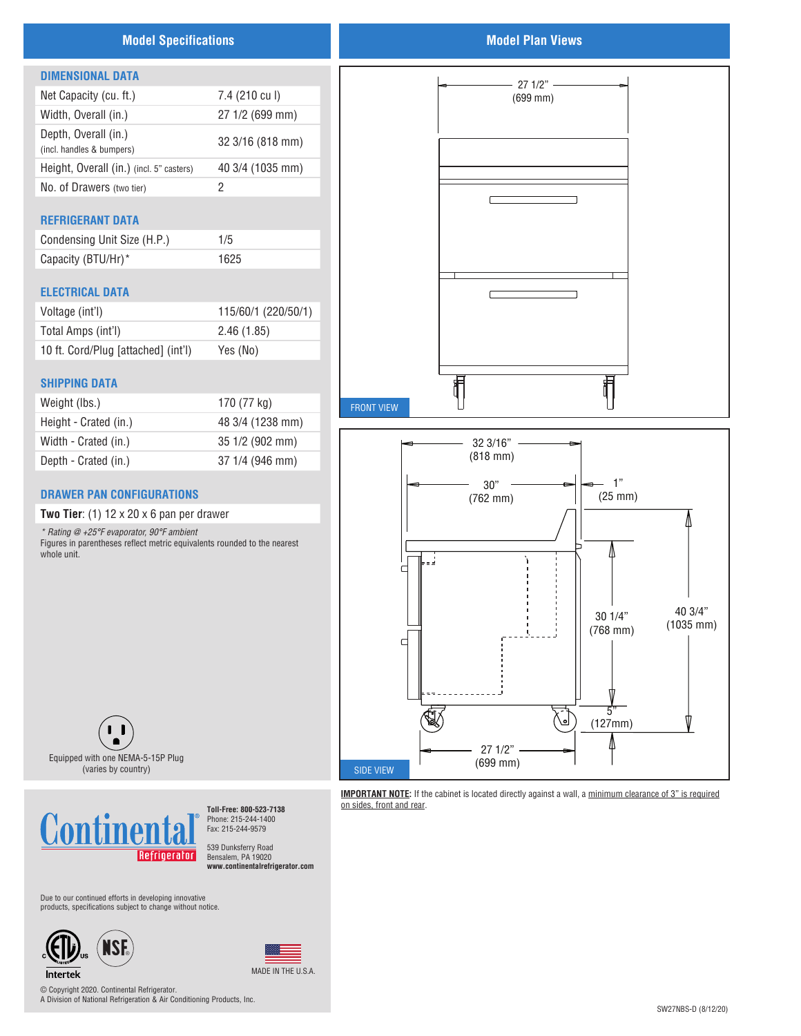## Model Specifications

### DIMENSIONAL DATA

| | |
|---|---|
| Net Capacity (cu. ft.) | 7.4 (210 cu l) |
| Width, Overall (in.) | 27 1/2 (699 mm) |
| Depth, Overall (in.) (incl. handles & bumpers) | 32 3/16 (818 mm) |
| Height, Overall (in.) (incl. 5" casters) | 40 3/4 (1035 mm) |
| No. of Drawers (two tier) | 2 |

### REFRIGERANT DATA

| | |
|---|---|
| Condensing Unit Size (H.P.) | 1/5 |
| Capacity (BTU/Hr)* | 1625 |

### ELECTRICAL DATA

| | |
|---|---|
| Voltage (int'l) | 115/60/1 (220/50/1) |
| Total Amps (int'l) | 2.46 (1.85) |
| 10 ft. Cord/Plug [attached] (int'l) | Yes (No) |

### SHIPPING DATA

| | |
|---|---|
| Weight (lbs.) | 170 (77 kg) |
| Height - Crated (in.) | 48 3/4 (1238 mm) |
| Width - Crated (in.) | 35 1/2 (902 mm) |
| Depth - Crated (in.) | 37 1/4 (946 mm) |

### DRAWER PAN CONFIGURATIONS

**Two Tier**: (1) 12 x 20 x 6 pan per drawer

*\* Rating @ +25°F evaporator, 90°F ambient*

Figures in parentheses reflect metric equivalents rounded to the nearest whole unit.

Equipped with one NEMA-5-15P Plug (varies by country)

## Model Plan Views

FRONT VIEW

27 1/2" (699 mm)

SIDE VIEW

32 3/16" (818 mm)

30" (762 mm)

1" (25 mm)

30 1/4" (768 mm)

40 3/4" (1035 mm)

5" (127mm)

27 1/2" (699 mm)

**IMPORTANT NOTE:** If the cabinet is located directly against a wall, a minimum clearance of 3" is required on sides, front and rear.

Continental® Refrigerator

**Toll-Free: 800-523-7138**
Phone: 215-244-1400
Fax: 215-244-9579

539 Dunksferry Road
Bensalem, PA 19020
**www.continentalrefrigerator.com**

Due to our continued efforts in developing innovative products, specifications subject to change without notice.

Intertek

MADE IN THE U.S.A.

© Copyright 2020. Continental Refrigerator.
A Division of National Refrigeration & Air Conditioning Products, Inc.

SW27NBS-D (8/12/20)